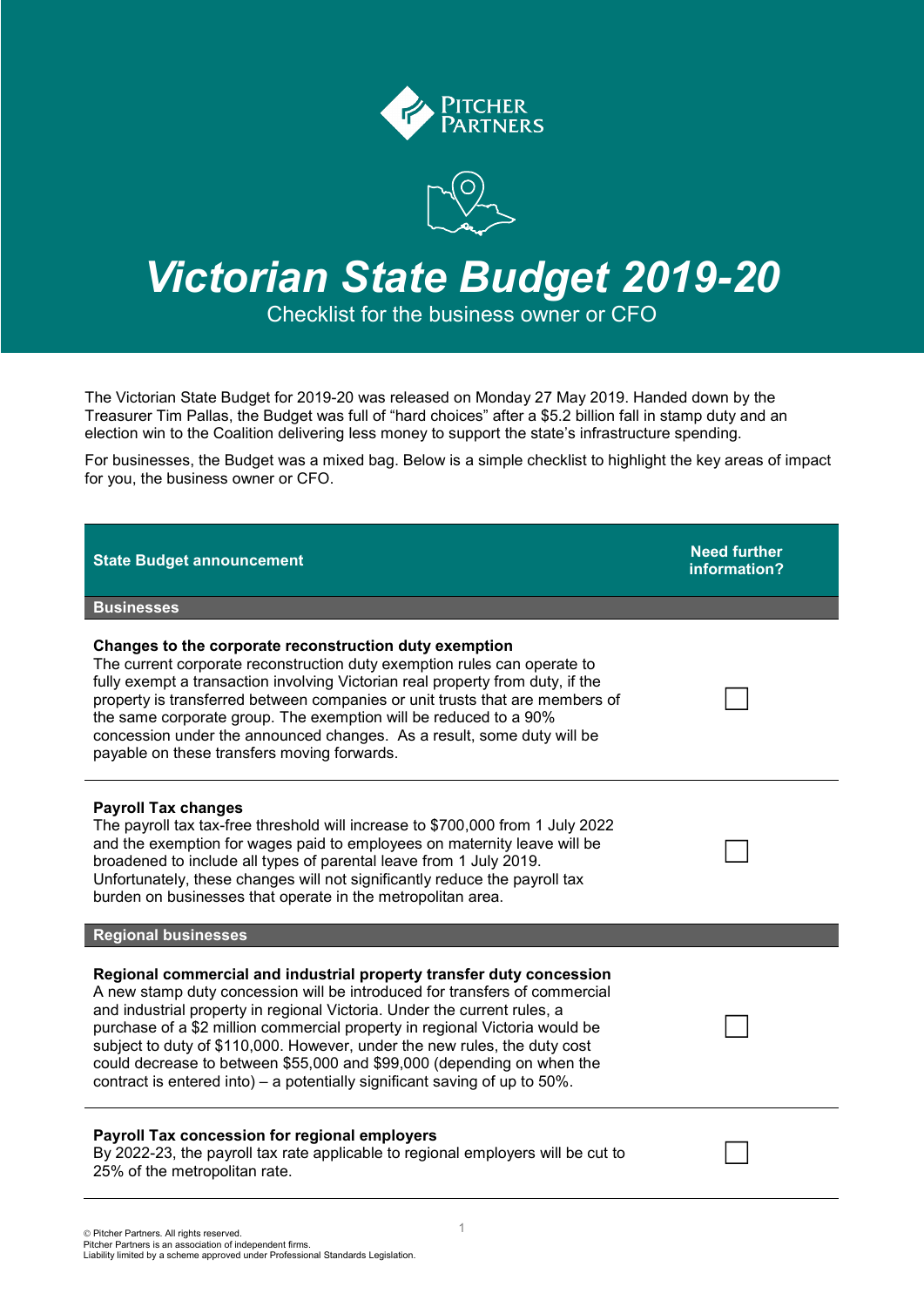# Victorian State Budget 2019-20

Checklist for the business owner or CFO

The Victorian State Budget for 2019-20 was released on Monday 27 May 2019. Handed down by the Treasurer Tim Pallas, the Budget was full of "hard choices" after a $5.2 billion fall in stamp duty and an election win to the Coalition delivering less money to support the state's infrastructure spending.

For businesses, the Budget was a mixed bag. Below is a simple checklist to highlight the key areas of impact for you, the business owner or CFO.

| State Budget announcement | Need further information? |
| --- | --- |
| **Businesses** | |
| **Changes to the corporate reconstruction duty exemption**<br>The current corporate reconstruction duty exemption rules can operate to fully exempt a transaction involving Victorian real property from duty, if the property is transferred between companies or unit trusts that are members of the same corporate group. The exemption will be reduced to a 90% concession under the announced changes. As a result, some duty will be payable on these transfers moving forwards. | ☐ |
| **Payroll Tax changes**<br>The payroll tax tax-free threshold will increase to $700,000 from 1 July 2022 and the exemption for wages paid to employees on maternity leave will be broadened to include all types of parental leave from 1 July 2019. Unfortunately, these changes will not significantly reduce the payroll tax burden on businesses that operate in the metropolitan area. | ☐ |
| **Regional businesses** | |
| **Regional commercial and industrial property transfer duty concession**<br>A new stamp duty concession will be introduced for transfers of commercial and industrial property in regional Victoria. Under the current rules, a purchase of a $2 million commercial property in regional Victoria would be subject to duty of $110,000. However, under the new rules, the duty cost could decrease to between $55,000 and $99,000 (depending on when the contract is entered into) – a potentially significant saving of up to 50%. | ☐ |
| **Payroll Tax concession for regional employers**<br>By 2022-23, the payroll tax rate applicable to regional employers will be cut to 25% of the metropolitan rate. | ☐ |

© Pitcher Partners. All rights reserved.
Pitcher Partners is an association of independent firms.
Liability limited by a scheme approved under Professional Standards Legislation.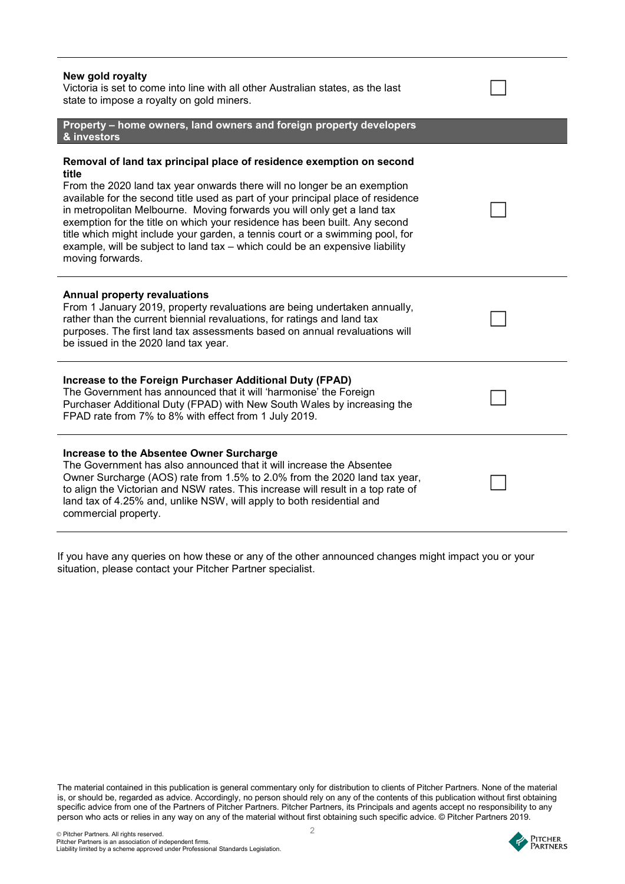**New gold royalty**
Victoria is set to come into line with all other Australian states, as the last state to impose a royalty on gold miners.

## Property – home owners, land owners and foreign property developers & investors

**Removal of land tax principal place of residence exemption on second title**
From the 2020 land tax year onwards there will no longer be an exemption available for the second title used as part of your principal place of residence in metropolitan Melbourne. Moving forwards you will only get a land tax exemption for the title on which your residence has been built. Any second title which might include your garden, a tennis court or a swimming pool, for example, will be subject to land tax – which could be an expensive liability moving forwards.

**Annual property revaluations**
From 1 January 2019, property revaluations are being undertaken annually, rather than the current biennial revaluations, for ratings and land tax purposes. The first land tax assessments based on annual revaluations will be issued in the 2020 land tax year.

**Increase to the Foreign Purchaser Additional Duty (FPAD)**
The Government has announced that it will 'harmonise' the Foreign Purchaser Additional Duty (FPAD) with New South Wales by increasing the FPAD rate from 7% to 8% with effect from 1 July 2019.

**Increase to the Absentee Owner Surcharge**
The Government has also announced that it will increase the Absentee Owner Surcharge (AOS) rate from 1.5% to 2.0% from the 2020 land tax year, to align the Victorian and NSW rates. This increase will result in a top rate of land tax of 4.25% and, unlike NSW, will apply to both residential and commercial property.

If you have any queries on how these or any of the other announced changes might impact you or your situation, please contact your Pitcher Partner specialist.

The material contained in this publication is general commentary only for distribution to clients of Pitcher Partners. None of the material is, or should be, regarded as advice. Accordingly, no person should rely on any of the contents of this publication without first obtaining specific advice from one of the Partners of Pitcher Partners. Pitcher Partners, its Principals and agents accept no responsibility to any person who acts or relies in any way on any of the material without first obtaining such specific advice. © Pitcher Partners 2019.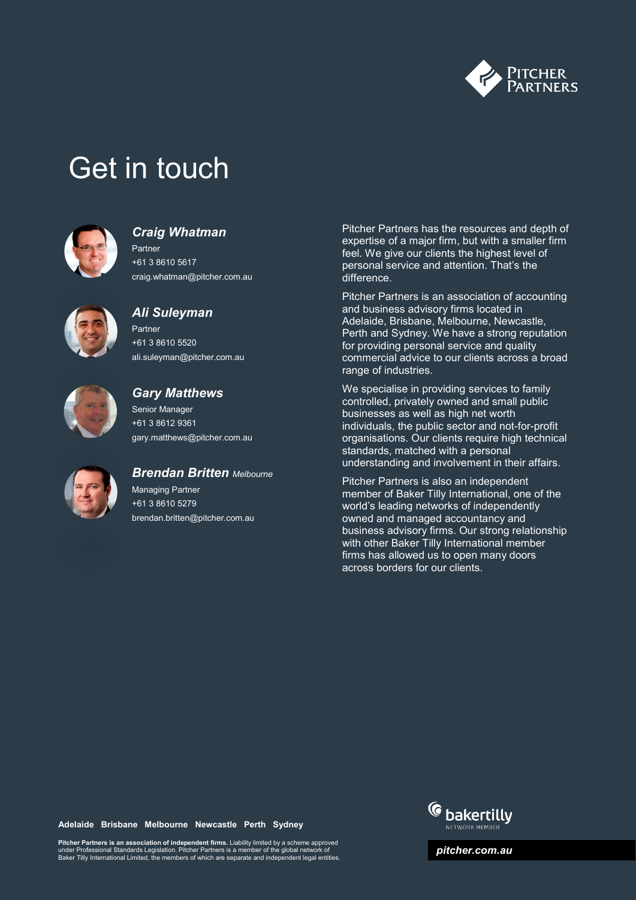# Get in touch

***Craig Whatman***
Partner
+61 3 8610 5617
craig.whatman@pitcher.com.au

***Ali Suleyman***
Partner
+61 3 8610 5520
ali.suleyman@pitcher.com.au

***Gary Matthews***
Senior Manager
+61 3 8612 9361
gary.matthews@pitcher.com.au

***Brendan Britten*** *Melbourne*
Managing Partner
+61 3 8610 5279
brendan.britten@pitcher.com.au

Pitcher Partners has the resources and depth of expertise of a major firm, but with a smaller firm feel. We give our clients the highest level of personal service and attention. That's the difference.

Pitcher Partners is an association of accounting and business advisory firms located in Adelaide, Brisbane, Melbourne, Newcastle, Perth and Sydney. We have a strong reputation for providing personal service and quality commercial advice to our clients across a broad range of industries.

We specialise in providing services to family controlled, privately owned and small public businesses as well as high net worth individuals, the public sector and not-for-profit organisations. Our clients require high technical standards, matched with a personal understanding and involvement in their affairs.

Pitcher Partners is also an independent member of Baker Tilly International, one of the world's leading networks of independently owned and managed accountancy and business advisory firms. Our strong relationship with other Baker Tilly International member firms has allowed us to open many doors across borders for our clients.

**Adelaide Brisbane Melbourne Newcastle Perth Sydney**

**Pitcher Partners is an association of independent firms.** Liability limited by a scheme approved under Professional Standards Legislation. Pitcher Partners is a member of the global network of Baker Tilly International Limited, the members of which are separate and independent legal entities.

bakertilly NETWORK MEMBER

*pitcher.com.au*